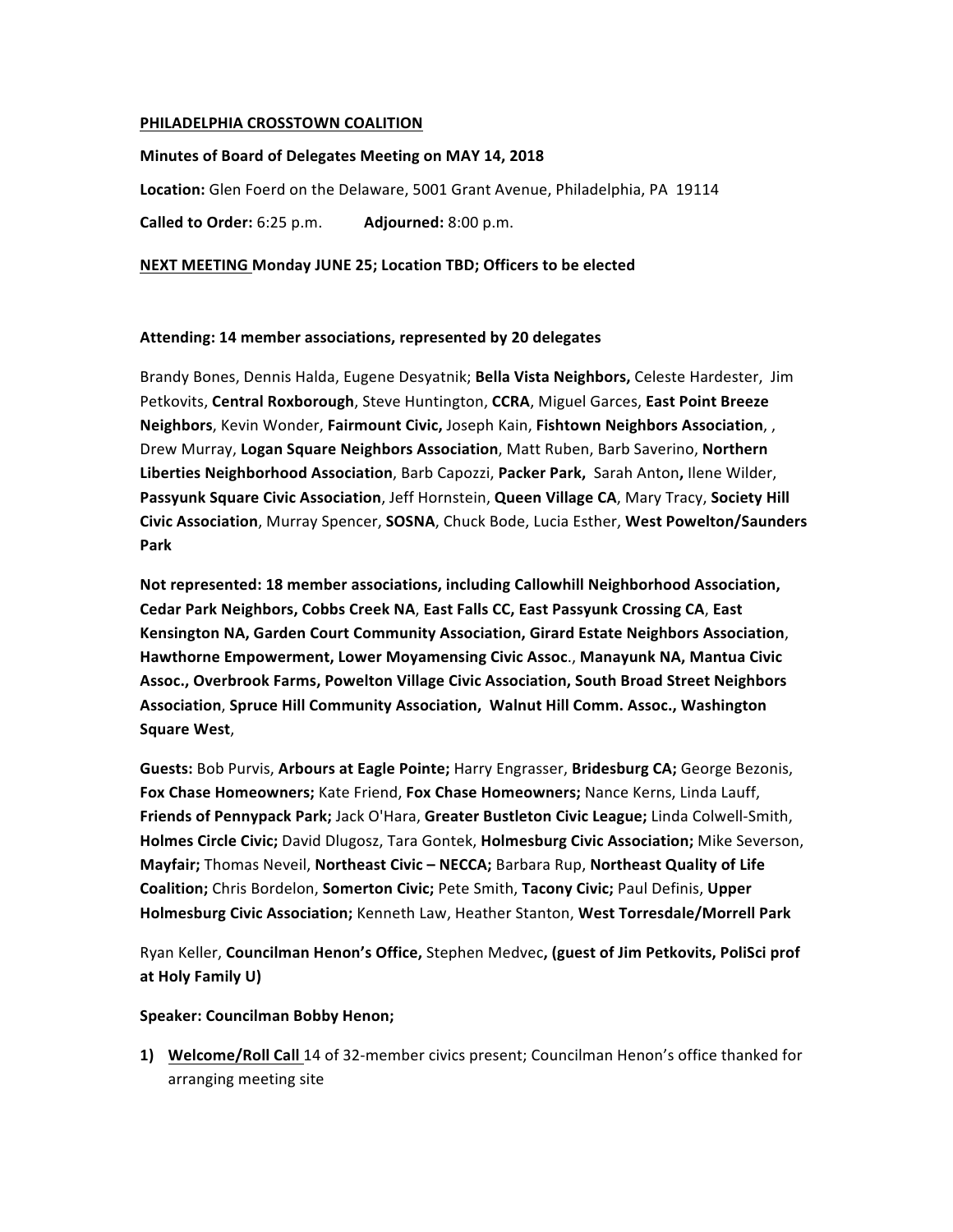**PHILADELPHIA CROSSTOWN COALITION**

**Minutes of Board of Delegates Meeting on MAY 14, 2018**

**Location:** Glen Foerd on the Delaware, 5001 Grant Avenue, Philadelphia, PA 19114

**Called to Order:** 6:25 p.m. **Adjourned:** 8:00 p.m.

**NEXT MEETING Monday JUNE 25; Location TBD; Officers to be elected**

**Attending: 14 member associations, represented by 20 delegates**

Brandy Bones, Dennis Halda, Eugene Desyatnik; **Bella Vista Neighbors,** Celeste Hardester, Jim Petkovits, **Central Roxborough**, Steve Huntington, **CCRA**, Miguel Garces, **East Point Breeze Neighbors**, Kevin Wonder, **Fairmount Civic,** Joseph Kain, **Fishtown Neighbors Association**, , Drew Murray, **Logan Square Neighbors Association**, Matt Ruben, Barb Saverino, **Northern Liberties Neighborhood Association**, Barb Capozzi, **Packer Park,** Sarah Anton**,** Ilene Wilder, **Passyunk Square Civic Association**, Jeff Hornstein, **Queen Village CA**, Mary Tracy, **Society Hill Civic Association**, Murray Spencer, **SOSNA**, Chuck Bode, Lucia Esther, **West Powelton/Saunders Park**

**Not represented: 18 member associations, including Callowhill Neighborhood Association, Cedar Park Neighbors, Cobbs Creek NA**, **East Falls CC, East Passyunk Crossing CA**, **East Kensington NA, Garden Court Community Association, Girard Estate Neighbors Association**, **Hawthorne Empowerment, Lower Moyamensing Civic Assoc**., **Manayunk NA, Mantua Civic Assoc., Overbrook Farms, Powelton Village Civic Association, South Broad Street Neighbors Association**, **Spruce Hill Community Association, Walnut Hill Comm. Assoc., Washington Square West**,

**Guests:** Bob Purvis, **Arbours at Eagle Pointe;** Harry Engrasser, **Bridesburg CA;** George Bezonis, **Fox Chase Homeowners;** Kate Friend, **Fox Chase Homeowners;** Nance Kerns, Linda Lauff, **Friends of Pennypack Park;** Jack O'Hara, **Greater Bustleton Civic League;** Linda Colwell-Smith, **Holmes Circle Civic;** David Dlugosz, Tara Gontek, **Holmesburg Civic Association;** Mike Severson, **Mayfair;** Thomas Neveil, **Northeast Civic – NECCA;** Barbara Rup, **Northeast Quality of Life Coalition;** Chris Bordelon, **Somerton Civic;** Pete Smith, **Tacony Civic;** Paul Definis, **Upper Holmesburg Civic Association;** Kenneth Law, Heather Stanton, **West Torresdale/Morrell Park**

Ryan Keller, **Councilman Henon's Office,** Stephen Medvec**, (guest of Jim Petkovits, PoliSci prof at Holy Family U)**

**Speaker: Councilman Bobby Henon;**

1) **Welcome/Roll Call** 14 of 32-member civics present; Councilman Henon's office thanked for arranging meeting site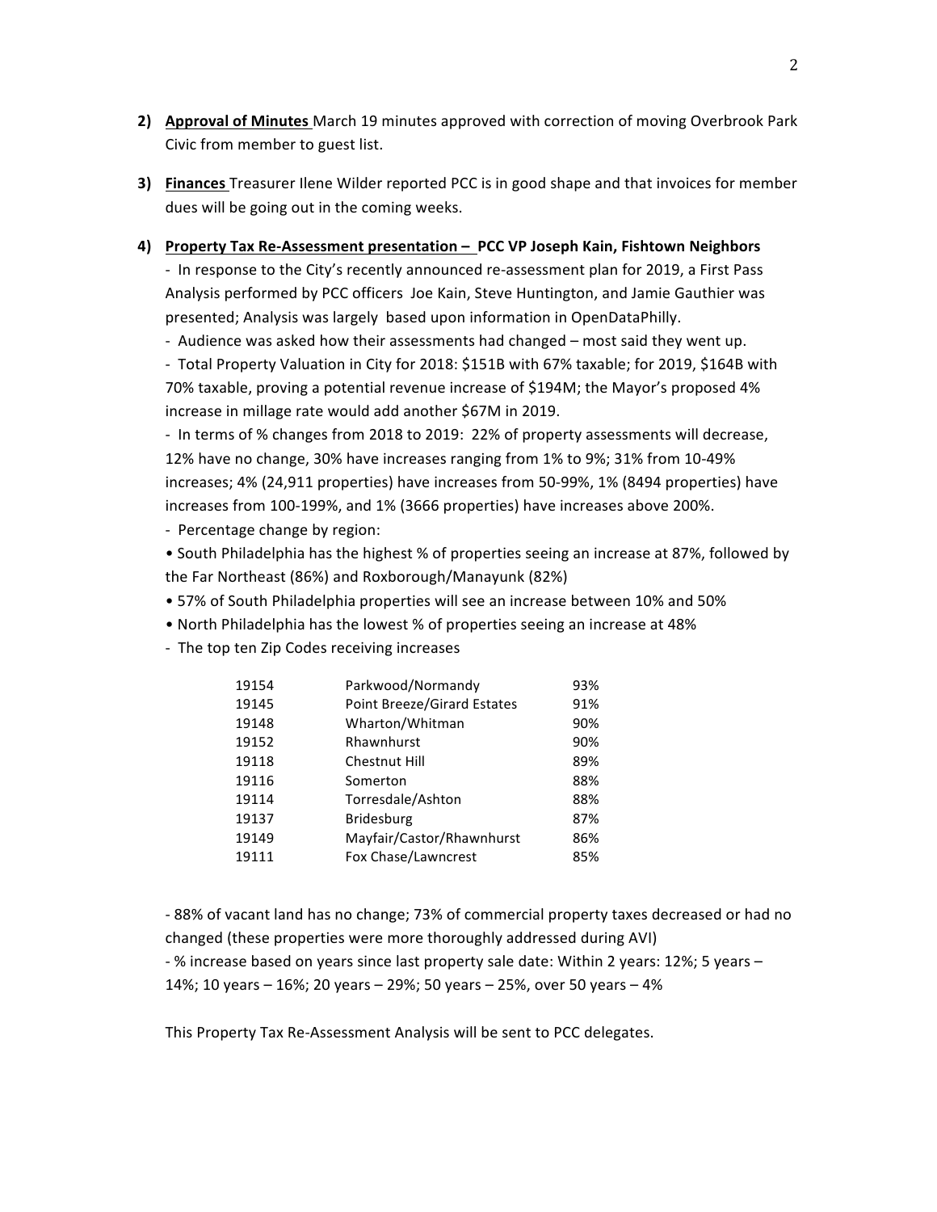2) **Approval of Minutes** March 19 minutes approved with correction of moving Overbrook Park Civic from member to guest list.

3) **Finances** Treasurer Ilene Wilder reported PCC is in good shape and that invoices for member dues will be going out in the coming weeks.

4) **Property Tax Re-Assessment presentation – PCC VP Joseph Kain, Fishtown Neighbors**

   - In response to the City's recently announced re-assessment plan for 2019, a First Pass Analysis performed by PCC officers Joe Kain, Steve Huntington, and Jamie Gauthier was presented; Analysis was largely based upon information in OpenDataPhilly.
   - Audience was asked how their assessments had changed – most said they went up.
   - Total Property Valuation in City for 2018: $151B with 67% taxable; for 2019, $164B with 70% taxable, proving a potential revenue increase of $194M; the Mayor's proposed 4% increase in millage rate would add another $67M in 2019.
   - In terms of % changes from 2018 to 2019: 22% of property assessments will decrease, 12% have no change, 30% have increases ranging from 1% to 9%; 31% from 10-49% increases; 4% (24,911 properties) have increases from 50-99%, 1% (8494 properties) have increases from 100-199%, and 1% (3666 properties) have increases above 200%.
   - Percentage change by region:
     - South Philadelphia has the highest % of properties seeing an increase at 87%, followed by the Far Northeast (86%) and Roxborough/Manayunk (82%)
     - 57% of South Philadelphia properties will see an increase between 10% and 50%
     - North Philadelphia has the lowest % of properties seeing an increase at 48%
   - The top ten Zip Codes receiving increases

| | | |
|---|---|---|
| 19154 | Parkwood/Normandy | 93% |
| 19145 | Point Breeze/Girard Estates | 91% |
| 19148 | Wharton/Whitman | 90% |
| 19152 | Rhawnhurst | 90% |
| 19118 | Chestnut Hill | 89% |
| 19116 | Somerton | 88% |
| 19114 | Torresdale/Ashton | 88% |
| 19137 | Bridesburg | 87% |
| 19149 | Mayfair/Castor/Rhawnhurst | 86% |
| 19111 | Fox Chase/Lawncrest | 85% |

   - 88% of vacant land has no change; 73% of commercial property taxes decreased or had no changed (these properties were more thoroughly addressed during AVI)
   - % increase based on years since last property sale date: Within 2 years: 12%; 5 years – 14%; 10 years – 16%; 20 years – 29%; 50 years – 25%, over 50 years – 4%

   This Property Tax Re-Assessment Analysis will be sent to PCC delegates.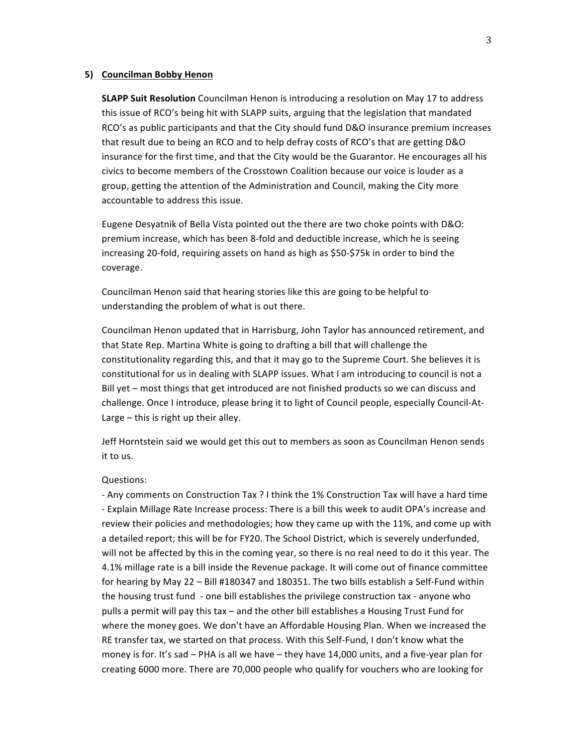**5) Councilman Bobby Henon**

**SLAPP Suit Resolution** Councilman Henon is introducing a resolution on May 17 to address this issue of RCO's being hit with SLAPP suits, arguing that the legislation that mandated RCO's as public participants and that the City should fund D&O insurance premium increases that result due to being an RCO and to help defray costs of RCO's that are getting D&O insurance for the first time, and that the City would be the Guarantor. He encourages all his civics to become members of the Crosstown Coalition because our voice is louder as a group, getting the attention of the Administration and Council, making the City more accountable to address this issue.

Eugene Desyatnik of Bella Vista pointed out the there are two choke points with D&O: premium increase, which has been 8-fold and deductible increase, which he is seeing increasing 20-fold, requiring assets on hand as high as $50-$75k in order to bind the coverage.

Councilman Henon said that hearing stories like this are going to be helpful to understanding the problem of what is out there.

Councilman Henon updated that in Harrisburg, John Taylor has announced retirement, and that State Rep. Martina White is going to drafting a bill that will challenge the constitutionality regarding this, and that it may go to the Supreme Court. She believes it is constitutional for us in dealing with SLAPP issues. What I am introducing to council is not a Bill yet – most things that get introduced are not finished products so we can discuss and challenge. Once I introduce, please bring it to light of Council people, especially Council-At-Large – this is right up their alley.

Jeff Horntstein said we would get this out to members as soon as Councilman Henon sends it to us.

Questions:
- Any comments on Construction Tax ? I think the 1% Construction Tax will have a hard time
- Explain Millage Rate Increase process: There is a bill this week to audit OPA's increase and review their policies and methodologies; how they came up with the 11%, and come up with a detailed report; this will be for FY20. The School District, which is severely underfunded, will not be affected by this in the coming year, so there is no real need to do it this year. The 4.1% millage rate is a bill inside the Revenue package. It will come out of finance committee for hearing by May 22 – Bill #180347 and 180351. The two bills establish a Self-Fund within the housing trust fund - one bill establishes the privilege construction tax - anyone who pulls a permit will pay this tax – and the other bill establishes a Housing Trust Fund for where the money goes. We don't have an Affordable Housing Plan. When we increased the RE transfer tax, we started on that process. With this Self-Fund, I don't know what the money is for. It's sad – PHA is all we have – they have 14,000 units, and a five-year plan for creating 6000 more. There are 70,000 people who qualify for vouchers who are looking for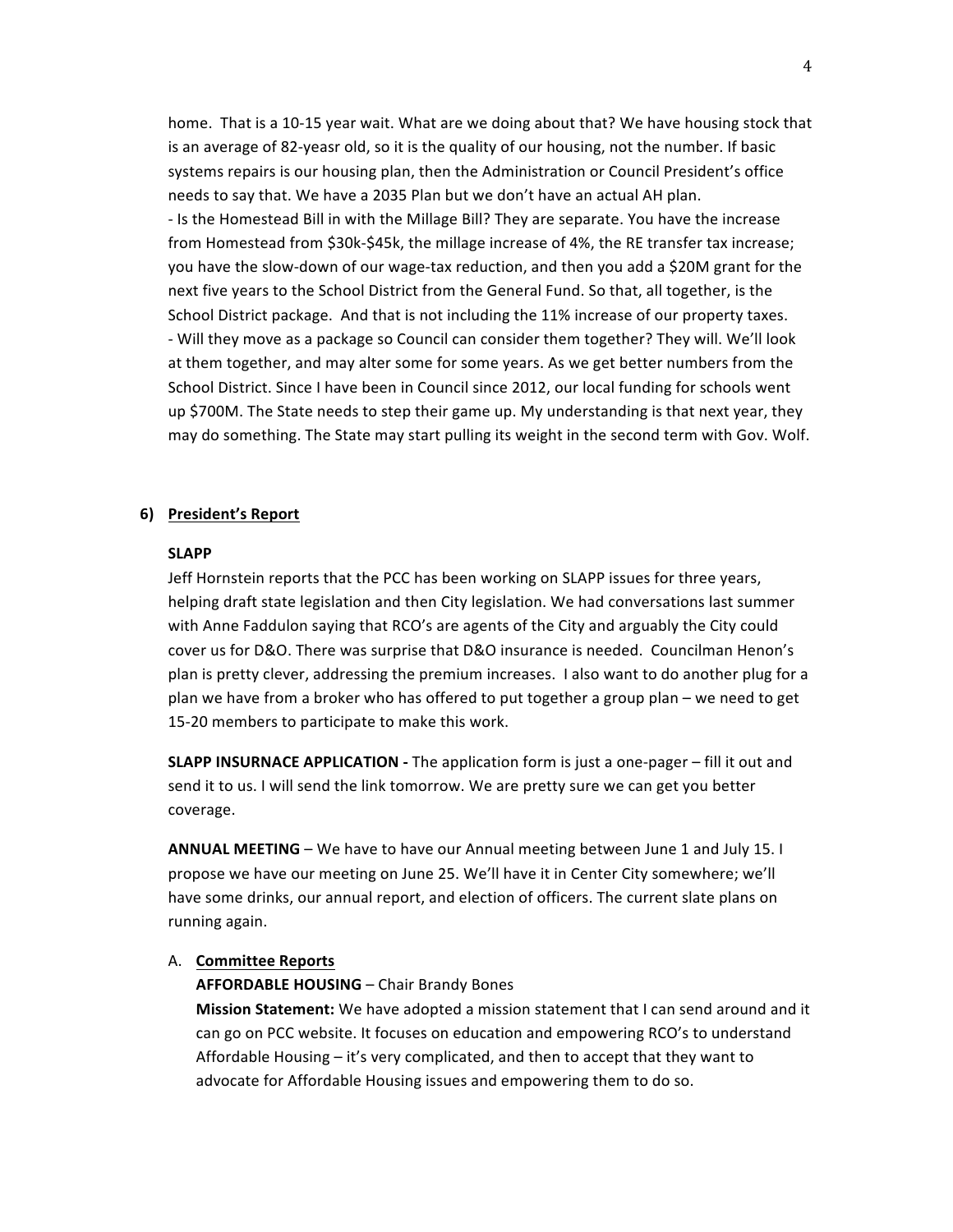home. That is a 10-15 year wait. What are we doing about that? We have housing stock that is an average of 82-yeasr old, so it is the quality of our housing, not the number. If basic systems repairs is our housing plan, then the Administration or Council President's office needs to say that. We have a 2035 Plan but we don't have an actual AH plan.

- Is the Homestead Bill in with the Millage Bill? They are separate. You have the increase from Homestead from $30k-$45k, the millage increase of 4%, the RE transfer tax increase; you have the slow-down of our wage-tax reduction, and then you add a $20M grant for the next five years to the School District from the General Fund. So that, all together, is the School District package. And that is not including the 11% increase of our property taxes.
- Will they move as a package so Council can consider them together? They will. We'll look at them together, and may alter some for some years. As we get better numbers from the School District. Since I have been in Council since 2012, our local funding for schools went up $700M. The State needs to step their game up. My understanding is that next year, they may do something. The State may start pulling its weight in the second term with Gov. Wolf.

## 6) President's Report

**SLAPP**

Jeff Hornstein reports that the PCC has been working on SLAPP issues for three years, helping draft state legislation and then City legislation. We had conversations last summer with Anne Faddulon saying that RCO's are agents of the City and arguably the City could cover us for D&O. There was surprise that D&O insurance is needed. Councilman Henon's plan is pretty clever, addressing the premium increases. I also want to do another plug for a plan we have from a broker who has offered to put together a group plan – we need to get 15-20 members to participate to make this work.

**SLAPP INSURNACE APPLICATION -** The application form is just a one-pager – fill it out and send it to us. I will send the link tomorrow. We are pretty sure we can get you better coverage.

**ANNUAL MEETING** – We have to have our Annual meeting between June 1 and July 15. I propose we have our meeting on June 25. We'll have it in Center City somewhere; we'll have some drinks, our annual report, and election of officers. The current slate plans on running again.

### A. Committee Reports

**AFFORDABLE HOUSING** – Chair Brandy Bones

**Mission Statement:** We have adopted a mission statement that I can send around and it can go on PCC website. It focuses on education and empowering RCO's to understand Affordable Housing – it's very complicated, and then to accept that they want to advocate for Affordable Housing issues and empowering them to do so.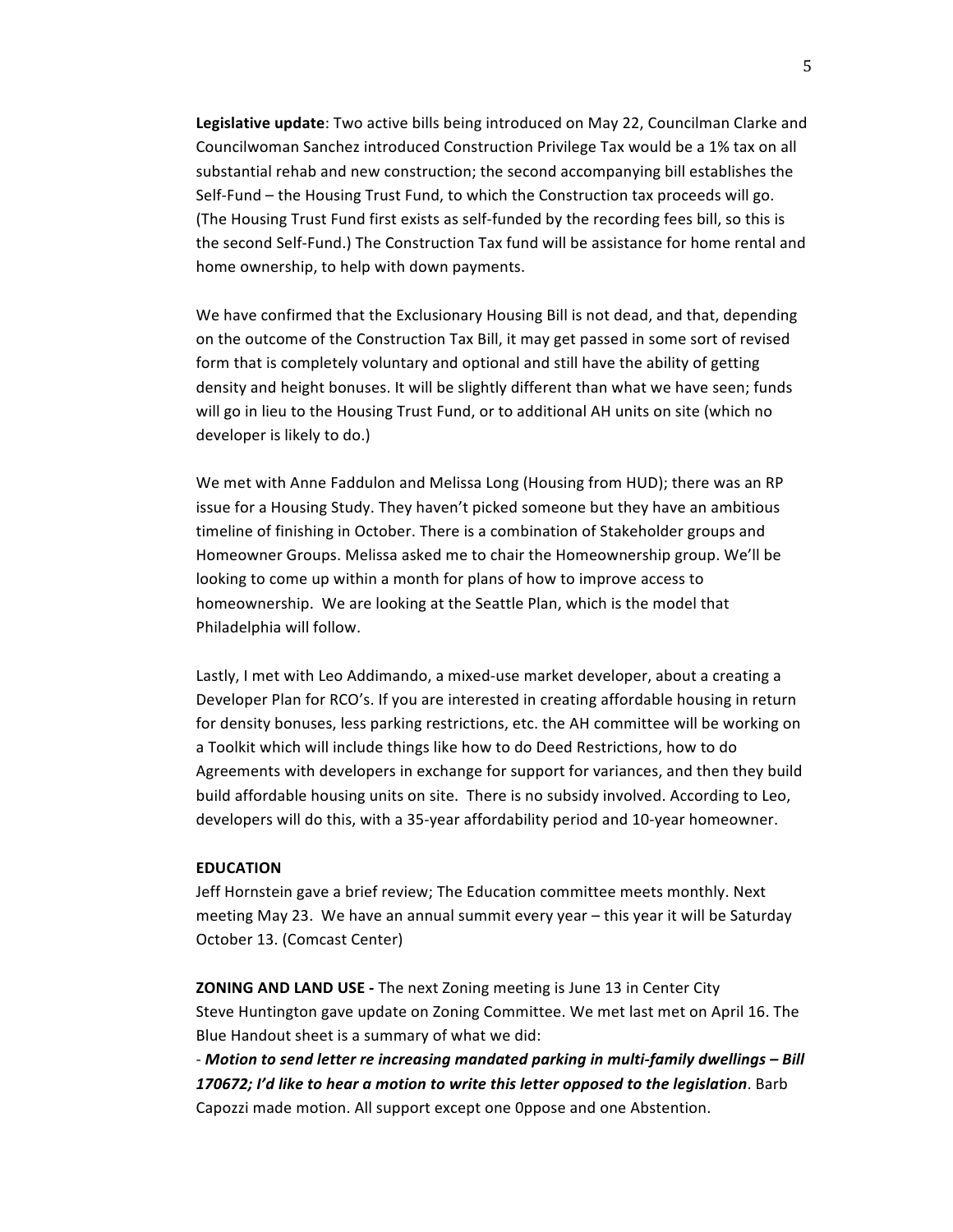**Legislative update**: Two active bills being introduced on May 22, Councilman Clarke and Councilwoman Sanchez introduced Construction Privilege Tax would be a 1% tax on all substantial rehab and new construction; the second accompanying bill establishes the Self-Fund – the Housing Trust Fund, to which the Construction tax proceeds will go. (The Housing Trust Fund first exists as self-funded by the recording fees bill, so this is the second Self-Fund.) The Construction Tax fund will be assistance for home rental and home ownership, to help with down payments.

We have confirmed that the Exclusionary Housing Bill is not dead, and that, depending on the outcome of the Construction Tax Bill, it may get passed in some sort of revised form that is completely voluntary and optional and still have the ability of getting density and height bonuses. It will be slightly different than what we have seen; funds will go in lieu to the Housing Trust Fund, or to additional AH units on site (which no developer is likely to do.)

We met with Anne Faddulon and Melissa Long (Housing from HUD); there was an RP issue for a Housing Study. They haven't picked someone but they have an ambitious timeline of finishing in October. There is a combination of Stakeholder groups and Homeowner Groups. Melissa asked me to chair the Homeownership group. We'll be looking to come up within a month for plans of how to improve access to homeownership. We are looking at the Seattle Plan, which is the model that Philadelphia will follow.

Lastly, I met with Leo Addimando, a mixed-use market developer, about a creating a Developer Plan for RCO's. If you are interested in creating affordable housing in return for density bonuses, less parking restrictions, etc. the AH committee will be working on a Toolkit which will include things like how to do Deed Restrictions, how to do Agreements with developers in exchange for support for variances, and then they build build affordable housing units on site. There is no subsidy involved. According to Leo, developers will do this, with a 35-year affordability period and 10-year homeowner.

**EDUCATION**

Jeff Hornstein gave a brief review; The Education committee meets monthly. Next meeting May 23. We have an annual summit every year – this year it will be Saturday October 13. (Comcast Center)

**ZONING AND LAND USE -** The next Zoning meeting is June 13 in Center City

Steve Huntington gave update on Zoning Committee. We met last met on April 16. The Blue Handout sheet is a summary of what we did:

- ***Motion to send letter re increasing mandated parking in multi-family dwellings – Bill 170672; I'd like to hear a motion to write this letter opposed to the legislation***. Barb Capozzi made motion. All support except one 0ppose and one Abstention.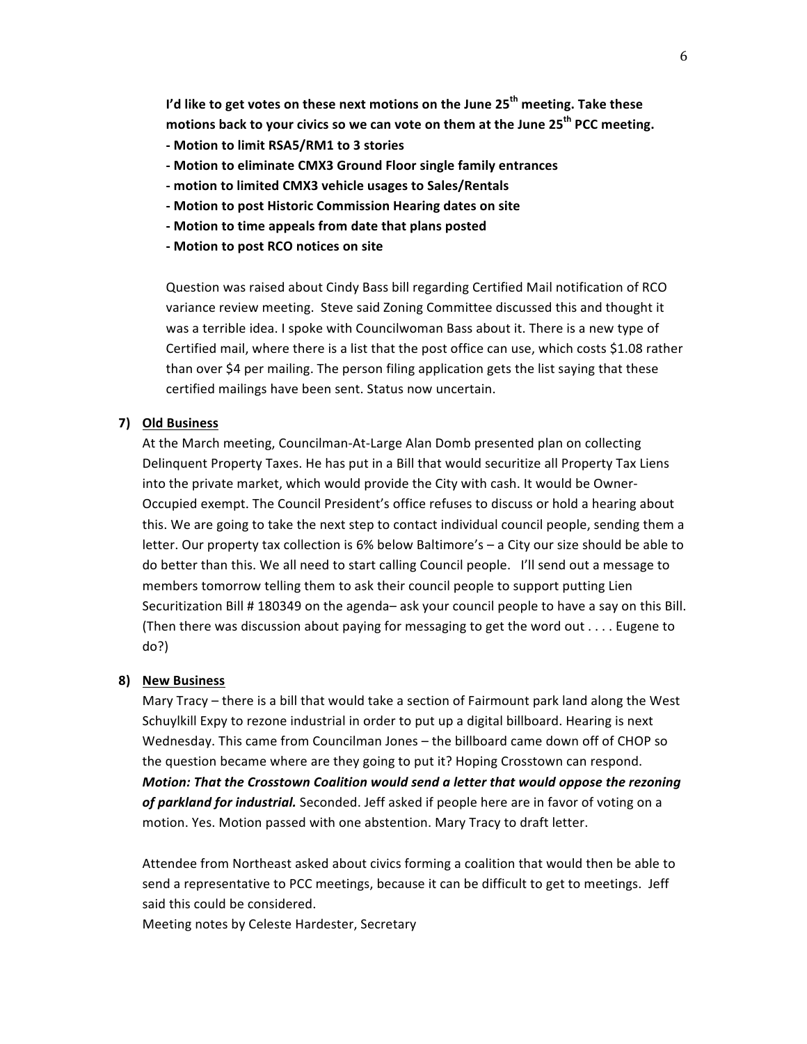**I'd like to get votes on these next motions on the June 25th meeting. Take these motions back to your civics so we can vote on them at the June 25th PCC meeting.**

**- Motion to limit RSA5/RM1 to 3 stories**

**- Motion to eliminate CMX3 Ground Floor single family entrances**

**- motion to limited CMX3 vehicle usages to Sales/Rentals**

**- Motion to post Historic Commission Hearing dates on site**

**- Motion to time appeals from date that plans posted**

**- Motion to post RCO notices on site**

Question was raised about Cindy Bass bill regarding Certified Mail notification of RCO variance review meeting. Steve said Zoning Committee discussed this and thought it was a terrible idea. I spoke with Councilwoman Bass about it. There is a new type of Certified mail, where there is a list that the post office can use, which costs $1.08 rather than over $4 per mailing. The person filing application gets the list saying that these certified mailings have been sent. Status now uncertain.

7) **Old Business**

At the March meeting, Councilman-At-Large Alan Domb presented plan on collecting Delinquent Property Taxes. He has put in a Bill that would securitize all Property Tax Liens into the private market, which would provide the City with cash. It would be Owner-Occupied exempt. The Council President's office refuses to discuss or hold a hearing about this. We are going to take the next step to contact individual council people, sending them a letter. Our property tax collection is 6% below Baltimore's – a City our size should be able to do better than this. We all need to start calling Council people. I'll send out a message to members tomorrow telling them to ask their council people to support putting Lien Securitization Bill # 180349 on the agenda– ask your council people to have a say on this Bill. (Then there was discussion about paying for messaging to get the word out . . . . Eugene to do?)

8) **New Business**

Mary Tracy – there is a bill that would take a section of Fairmount park land along the West Schuylkill Expy to rezone industrial in order to put up a digital billboard. Hearing is next Wednesday. This came from Councilman Jones – the billboard came down off of CHOP so the question became where are they going to put it? Hoping Crosstown can respond. ***Motion: That the Crosstown Coalition would send a letter that would oppose the rezoning of parkland for industrial.*** Seconded. Jeff asked if people here are in favor of voting on a motion. Yes. Motion passed with one abstention. Mary Tracy to draft letter.

Attendee from Northeast asked about civics forming a coalition that would then be able to send a representative to PCC meetings, because it can be difficult to get to meetings. Jeff said this could be considered.

Meeting notes by Celeste Hardester, Secretary